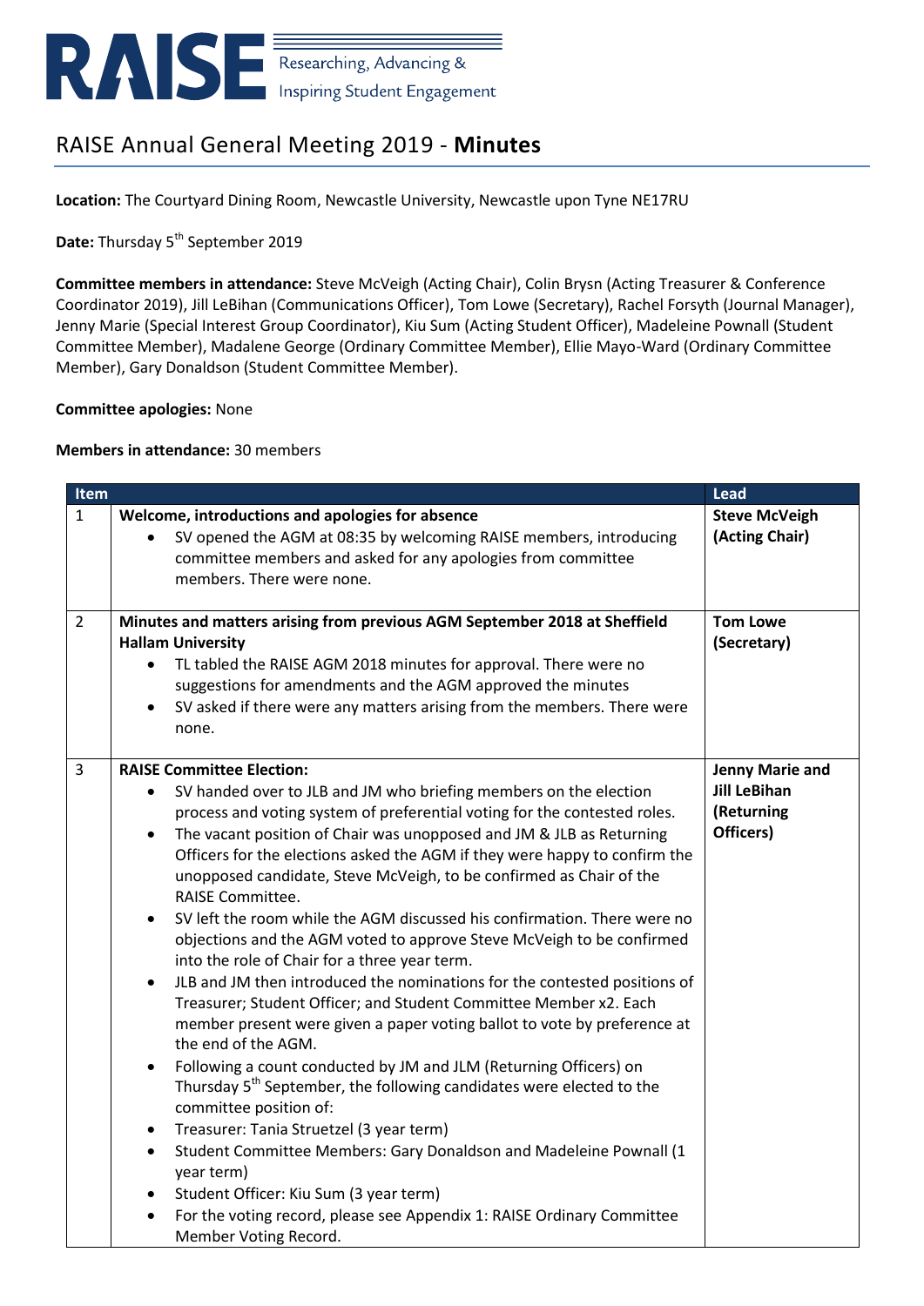RAISE Researching, Advancing & Inspiring Student Engagement

# RAISE Annual General Meeting 2019 - **Minutes**

**Location:** The Courtyard Dining Room, Newcastle University, Newcastle upon Tyne NE17RU

**Date:** Thursday 5th September 2019

**Committee members in attendance:** Steve McVeigh (Acting Chair), Colin Brysn (Acting Treasurer & Conference Coordinator 2019), Jill LeBihan (Communications Officer), Tom Lowe (Secretary), Rachel Forsyth (Journal Manager), Jenny Marie (Special Interest Group Coordinator), Kiu Sum (Acting Student Officer), Madeleine Pownall (Student Committee Member), Madalene George (Ordinary Committee Member), Ellie Mayo-Ward (Ordinary Committee Member), Gary Donaldson (Student Committee Member).

**Committee apologies:** None

**Members in attendance:** 30 members

| Item | | Lead |
|---|---|---|
| 1 | **Welcome, introductions and apologies for absence**<br>• SV opened the AGM at 08:35 by welcoming RAISE members, introducing committee members and asked for any apologies from committee members. There were none. | **Steve McVeigh (Acting Chair)** |
| 2 | **Minutes and matters arising from previous AGM September 2018 at Sheffield Hallam University**<br>• TL tabled the RAISE AGM 2018 minutes for approval. There were no suggestions for amendments and the AGM approved the minutes<br>• SV asked if there were any matters arising from the members. There were none. | **Tom Lowe (Secretary)** |
| 3 | **RAISE Committee Election:**<br>• SV handed over to JLB and JM who briefing members on the election process and voting system of preferential voting for the contested roles.<br>• The vacant position of Chair was unopposed and JM & JLB as Returning Officers for the elections asked the AGM if they were happy to confirm the unopposed candidate, Steve McVeigh, to be confirmed as Chair of the RAISE Committee.<br>• SV left the room while the AGM discussed his confirmation. There were no objections and the AGM voted to approve Steve McVeigh to be confirmed into the role of Chair for a three year term.<br>• JLB and JM then introduced the nominations for the contested positions of Treasurer; Student Officer; and Student Committee Member x2. Each member present were given a paper voting ballot to vote by preference at the end of the AGM.<br>• Following a count conducted by JM and JLM (Returning Officers) on Thursday 5th September, the following candidates were elected to the committee position of:<br>• Treasurer: Tania Struetzel (3 year term)<br>• Student Committee Members: Gary Donaldson and Madeleine Pownall (1 year term)<br>• Student Officer: Kiu Sum (3 year term)<br>• For the voting record, please see Appendix 1: RAISE Ordinary Committee Member Voting Record. | **Jenny Marie and Jill LeBihan (Returning Officers)** |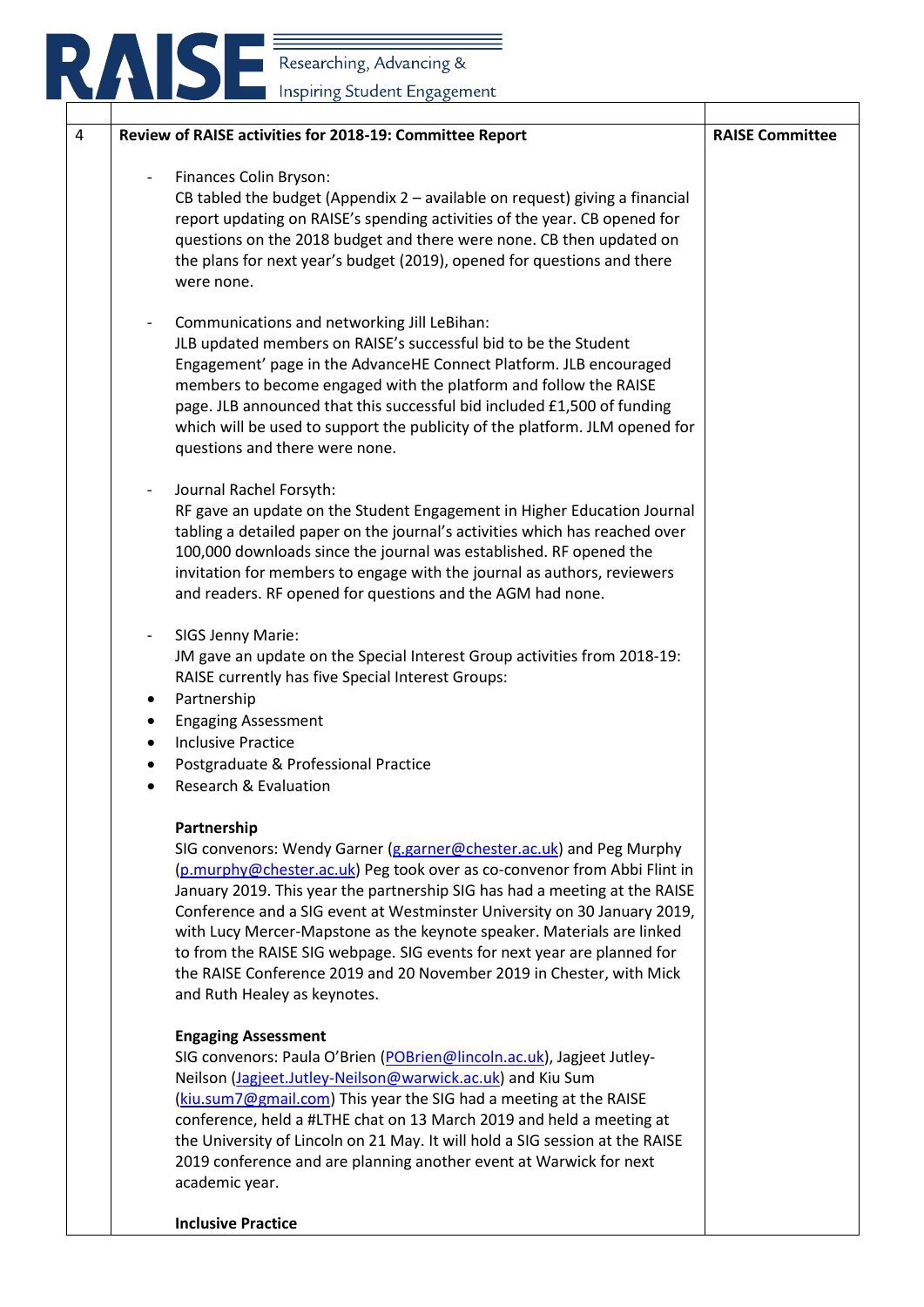| 4 | **Review of RAISE activities for 2018-19: Committee Report** | **RAISE Committee** |
|---|---|---|
| | - Finances Colin Bryson: CB tabled the budget (Appendix 2 – available on request) giving a financial report updating on RAISE's spending activities of the year. CB opened for questions on the 2018 budget and there were none. CB then updated on the plans for next year's budget (2019), opened for questions and there were none. <br><br> - Communications and networking Jill LeBihan: JLB updated members on RAISE's successful bid to be the Student Engagement' page in the AdvanceHE Connect Platform. JLB encouraged members to become engaged with the platform and follow the RAISE page. JLB announced that this successful bid included £1,500 of funding which will be used to support the publicity of the platform. JLM opened for questions and there were none. <br><br> - Journal Rachel Forsyth: RF gave an update on the Student Engagement in Higher Education Journal tabling a detailed paper on the journal's activities which has reached over 100,000 downloads since the journal was established. RF opened the invitation for members to engage with the journal as authors, reviewers and readers. RF opened for questions and the AGM had none. <br><br> - SIGS Jenny Marie: JM gave an update on the Special Interest Group activities from 2018-19: RAISE currently has five Special Interest Groups: <br>• Partnership <br>• Engaging Assessment <br>• Inclusive Practice <br>• Postgraduate & Professional Practice <br>• Research & Evaluation <br><br> **Partnership** <br> SIG convenors: Wendy Garner (g.garner@chester.ac.uk) and Peg Murphy (p.murphy@chester.ac.uk) Peg took over as co-convenor from Abbi Flint in January 2019. This year the partnership SIG has had a meeting at the RAISE Conference and a SIG event at Westminster University on 30 January 2019, with Lucy Mercer-Mapstone as the keynote speaker. Materials are linked to from the RAISE SIG webpage. SIG events for next year are planned for the RAISE Conference 2019 and 20 November 2019 in Chester, with Mick and Ruth Healey as keynotes. <br><br> **Engaging Assessment** <br> SIG convenors: Paula O'Brien (POBrien@lincoln.ac.uk), Jagjeet Jutley-Neilson (Jagjeet.Jutley-Neilson@warwick.ac.uk) and Kiu Sum (kiu.sum7@gmail.com) This year the SIG had a meeting at the RAISE conference, held a #LTHE chat on 13 March 2019 and held a meeting at the University of Lincoln on 21 May. It will hold a SIG session at the RAISE 2019 conference and are planning another event at Warwick for next academic year. <br><br> **Inclusive Practice** | |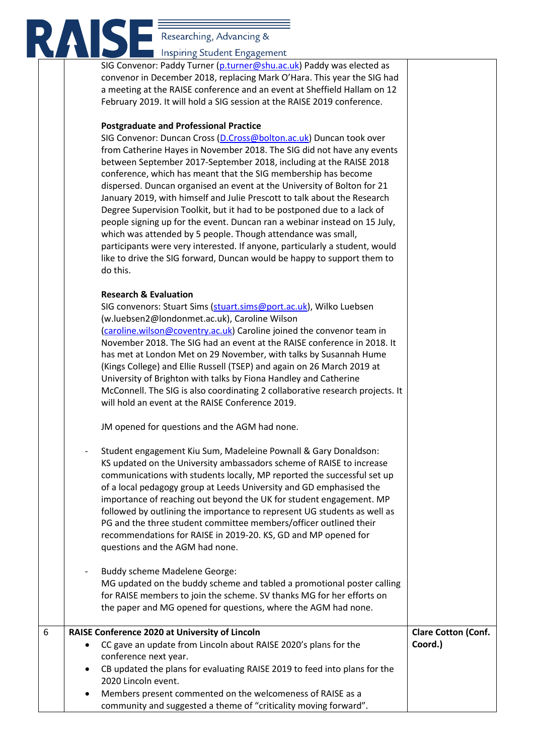| | | |
|---|---|---|
| | SIG Convenor: Paddy Turner (p.turner@shu.ac.uk) Paddy was elected as convenor in December 2018, replacing Mark O'Hara. This year the SIG had a meeting at the RAISE conference and an event at Sheffield Hallam on 12 February 2019. It will hold a SIG session at the RAISE 2019 conference.<br><br>**Postgraduate and Professional Practice**<br>SIG Convenor: Duncan Cross (D.Cross@bolton.ac.uk) Duncan took over from Catherine Hayes in November 2018. The SIG did not have any events between September 2017-September 2018, including at the RAISE 2018 conference, which has meant that the SIG membership has become dispersed. Duncan organised an event at the University of Bolton for 21 January 2019, with himself and Julie Prescott to talk about the Research Degree Supervision Toolkit, but it had to be postponed due to a lack of people signing up for the event. Duncan ran a webinar instead on 15 July, which was attended by 5 people. Though attendance was small, participants were very interested. If anyone, particularly a student, would like to drive the SIG forward, Duncan would be happy to support them to do this.<br><br>**Research & Evaluation**<br>SIG convenors: Stuart Sims (stuart.sims@port.ac.uk), Wilko Luebsen (w.luebsen2@londonmet.ac.uk), Caroline Wilson (caroline.wilson@coventry.ac.uk) Caroline joined the convenor team in November 2018. The SIG had an event at the RAISE conference in 2018. It has met at London Met on 29 November, with talks by Susannah Hume (Kings College) and Ellie Russell (TSEP) and again on 26 March 2019 at University of Brighton with talks by Fiona Handley and Catherine McConnell. The SIG is also coordinating 2 collaborative research projects. It will hold an event at the RAISE Conference 2019.<br><br>JM opened for questions and the AGM had none.<br><br>- Student engagement Kiu Sum, Madeleine Pownall & Gary Donaldson: KS updated on the University ambassadors scheme of RAISE to increase communications with students locally, MP reported the successful set up of a local pedagogy group at Leeds University and GD emphasised the importance of reaching out beyond the UK for student engagement. MP followed by outlining the importance to represent UG students as well as PG and the three student committee members/officer outlined their recommendations for RAISE in 2019-20. KS, GD and MP opened for questions and the AGM had none.<br><br>- Buddy scheme Madelene George: MG updated on the buddy scheme and tabled a promotional poster calling for RAISE members to join the scheme. SV thanks MG for her efforts on the paper and MG opened for questions, where the AGM had none. | |
| 6 | **RAISE Conference 2020 at University of Lincoln**<br>• CC gave an update from Lincoln about RAISE 2020's plans for the conference next year.<br>• CB updated the plans for evaluating RAISE 2019 to feed into plans for the 2020 Lincoln event.<br>• Members present commented on the welcomeness of RAISE as a community and suggested a theme of "criticality moving forward". | **Clare Cotton (Conf. Coord.)** |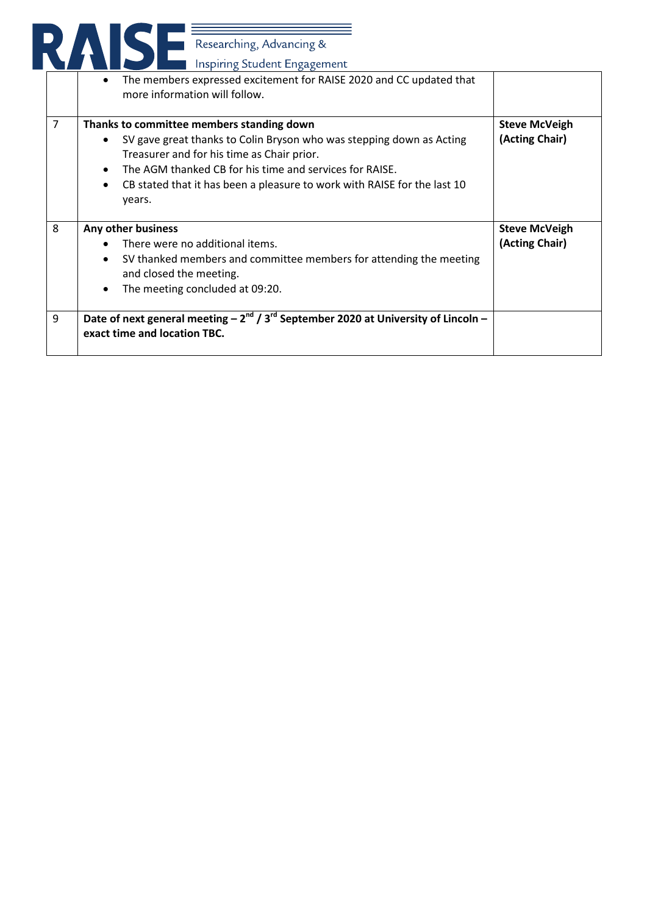|   |   |   |
|---|---|---|
|   | • The members expressed excitement for RAISE 2020 and CC updated that more information will follow. |   |
| 7 | **Thanks to committee members standing down**<br>• SV gave great thanks to Colin Bryson who was stepping down as Acting Treasurer and for his time as Chair prior.<br>• The AGM thanked CB for his time and services for RAISE.<br>• CB stated that it has been a pleasure to work with RAISE for the last 10 years. | **Steve McVeigh (Acting Chair)** |
| 8 | **Any other business**<br>• There were no additional items.<br>• SV thanked members and committee members for attending the meeting and closed the meeting.<br>• The meeting concluded at 09:20. | **Steve McVeigh (Acting Chair)** |
| 9 | **Date of next general meeting – 2nd / 3rd September 2020 at University of Lincoln – exact time and location TBC.** |   |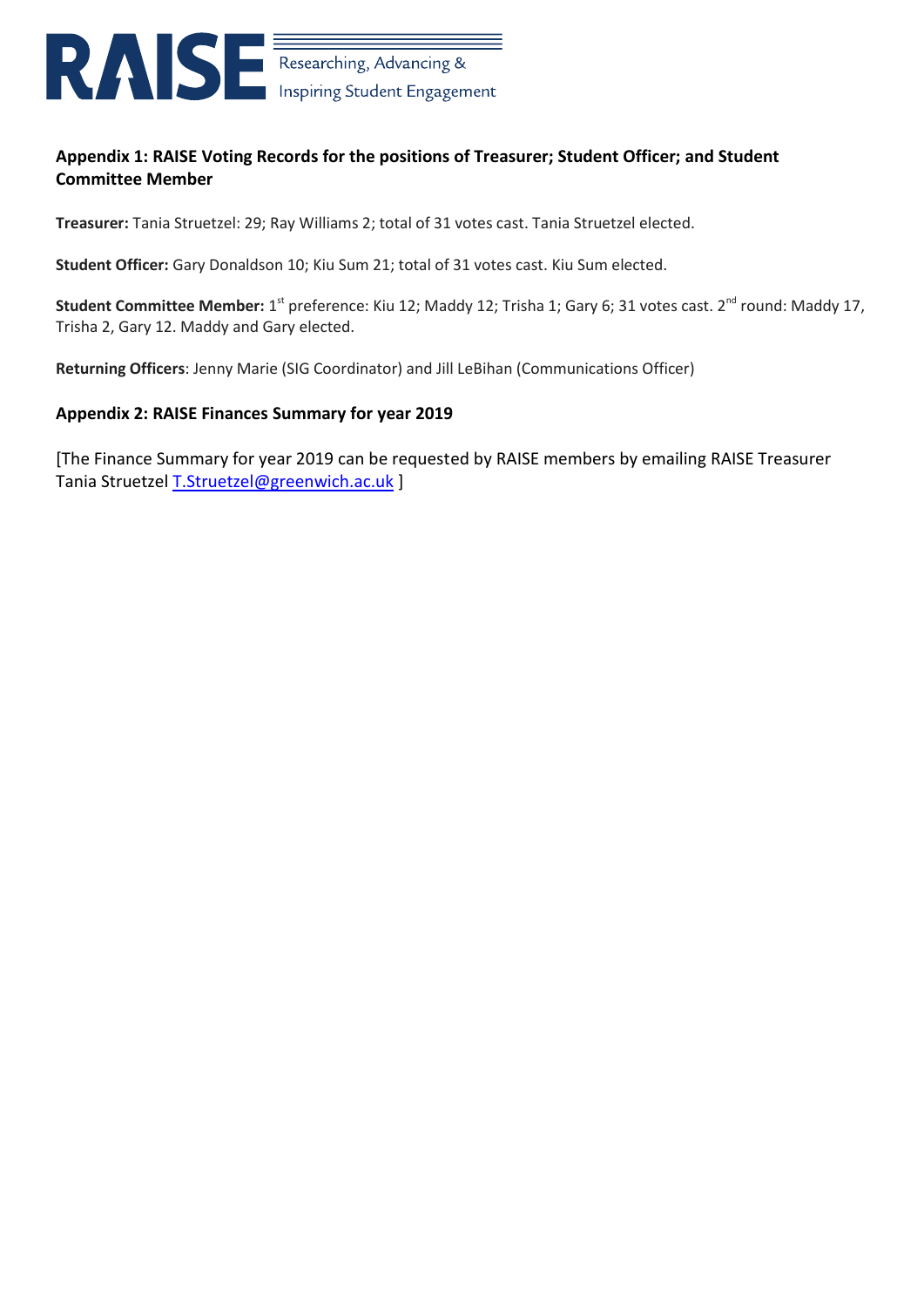### Appendix 1: RAISE Voting Records for the positions of Treasurer; Student Officer; and Student Committee Member

**Treasurer:** Tania Struetzel: 29; Ray Williams 2; total of 31 votes cast. Tania Struetzel elected.

**Student Officer:** Gary Donaldson 10; Kiu Sum 21; total of 31 votes cast. Kiu Sum elected.

**Student Committee Member:** 1st preference: Kiu 12; Maddy 12; Trisha 1; Gary 6; 31 votes cast. 2nd round: Maddy 17, Trisha 2, Gary 12. Maddy and Gary elected.

**Returning Officers**: Jenny Marie (SIG Coordinator) and Jill LeBihan (Communications Officer)

### Appendix 2: RAISE Finances Summary for year 2019

[The Finance Summary for year 2019 can be requested by RAISE members by emailing RAISE Treasurer Tania Struetzel T.Struetzel@greenwich.ac.uk ]